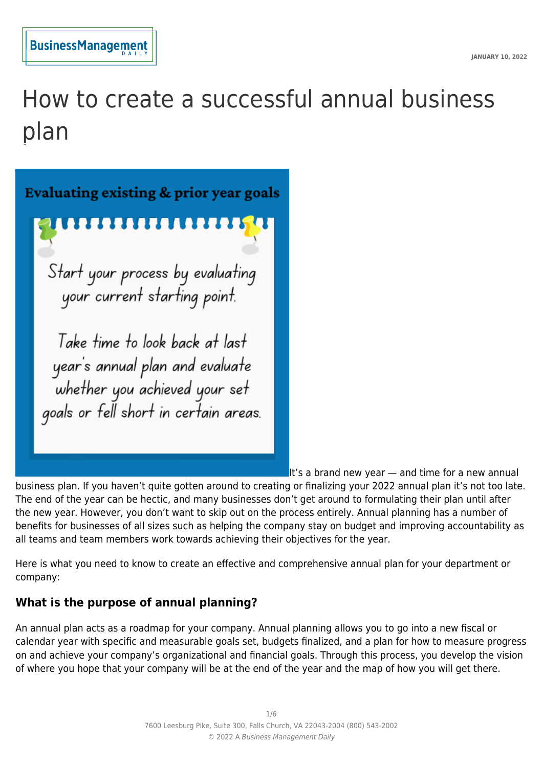# How to create a successful annual business plan

Evaluating existing & prior year goals

Start your process by evaluating your current starting point.

Take time to look back at last year's annual plan and evaluate whether you achieved your set goals or fell short in certain areas.

It's a brand new year — and time for a new annual business plan. If you haven't quite gotten around to creating or finalizing your 2022 annual plan it's not too late. The end of the year can be hectic, and many businesses don't get around to formulating their plan until after the new year. However, you don't want to skip out on the process entirely. Annual planning has a number of benefits for businesses of all sizes such as helping the company stay on budget and improving accountability as all teams and team members work towards achieving their objectives for the year.

Here is what you need to know to create an effective and comprehensive annual plan for your department or company:

### What is the purpose of annual planning?

An annual plan acts as a roadmap for your company. Annual planning allows you to go into a new fiscal or calendar year with specific and measurable goals set, budgets finalized, and a plan for how to measure progress on and achieve your company's organizational and financial goals. Through this process, you develop the vision of where you hope that your company will be at the end of the year and the map of how you will get there.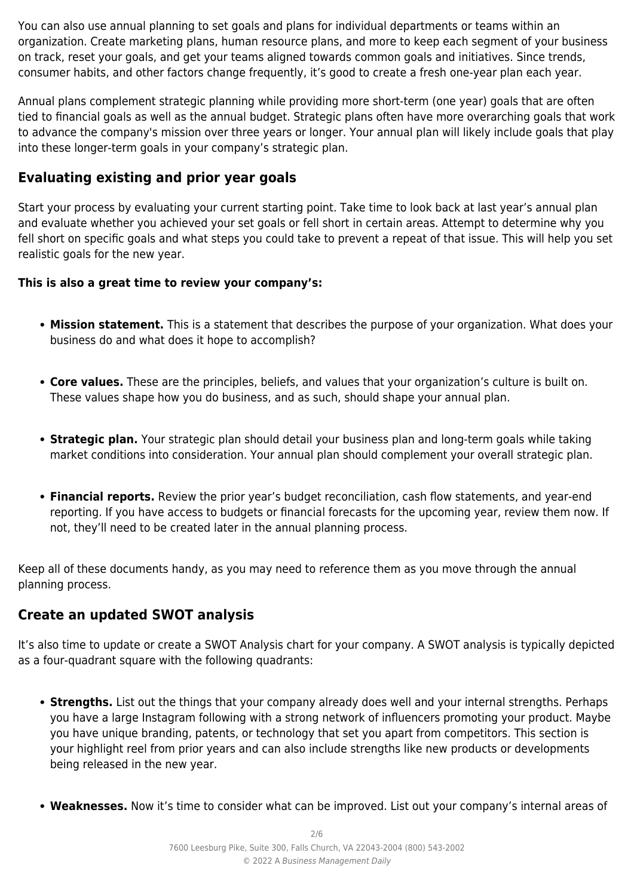You can also use annual planning to set goals and plans for individual departments or teams within an organization. Create marketing plans, human resource plans, and more to keep each segment of your business on track, reset your goals, and get your teams aligned towards common goals and initiatives. Since trends, consumer habits, and other factors change frequently, it's good to create a fresh one-year plan each year.

Annual plans complement strategic planning while providing more short-term (one year) goals that are often tied to financial goals as well as the annual budget. Strategic plans often have more overarching goals that work to advance the company's mission over three years or longer. Your annual plan will likely include goals that play into these longer-term goals in your company's strategic plan.

## Evaluating existing and prior year goals

Start your process by evaluating your current starting point. Take time to look back at last year's annual plan and evaluate whether you achieved your set goals or fell short in certain areas. Attempt to determine why you fell short on specific goals and what steps you could take to prevent a repeat of that issue. This will help you set realistic goals for the new year.

**This is also a great time to review your company's:**

- **Mission statement.** This is a statement that describes the purpose of your organization. What does your business do and what does it hope to accomplish?
- **Core values.** These are the principles, beliefs, and values that your organization's culture is built on. These values shape how you do business, and as such, should shape your annual plan.
- **Strategic plan.** Your strategic plan should detail your business plan and long-term goals while taking market conditions into consideration. Your annual plan should complement your overall strategic plan.
- **Financial reports.** Review the prior year's budget reconciliation, cash flow statements, and year-end reporting. If you have access to budgets or financial forecasts for the upcoming year, review them now. If not, they'll need to be created later in the annual planning process.

Keep all of these documents handy, as you may need to reference them as you move through the annual planning process.

## Create an updated SWOT analysis

It's also time to update or create a SWOT Analysis chart for your company. A SWOT analysis is typically depicted as a four-quadrant square with the following quadrants:

- **Strengths.** List out the things that your company already does well and your internal strengths. Perhaps you have a large Instagram following with a strong network of influencers promoting your product. Maybe you have unique branding, patents, or technology that set you apart from competitors. This section is your highlight reel from prior years and can also include strengths like new products or developments being released in the new year.
- **Weaknesses.** Now it's time to consider what can be improved. List out your company's internal areas of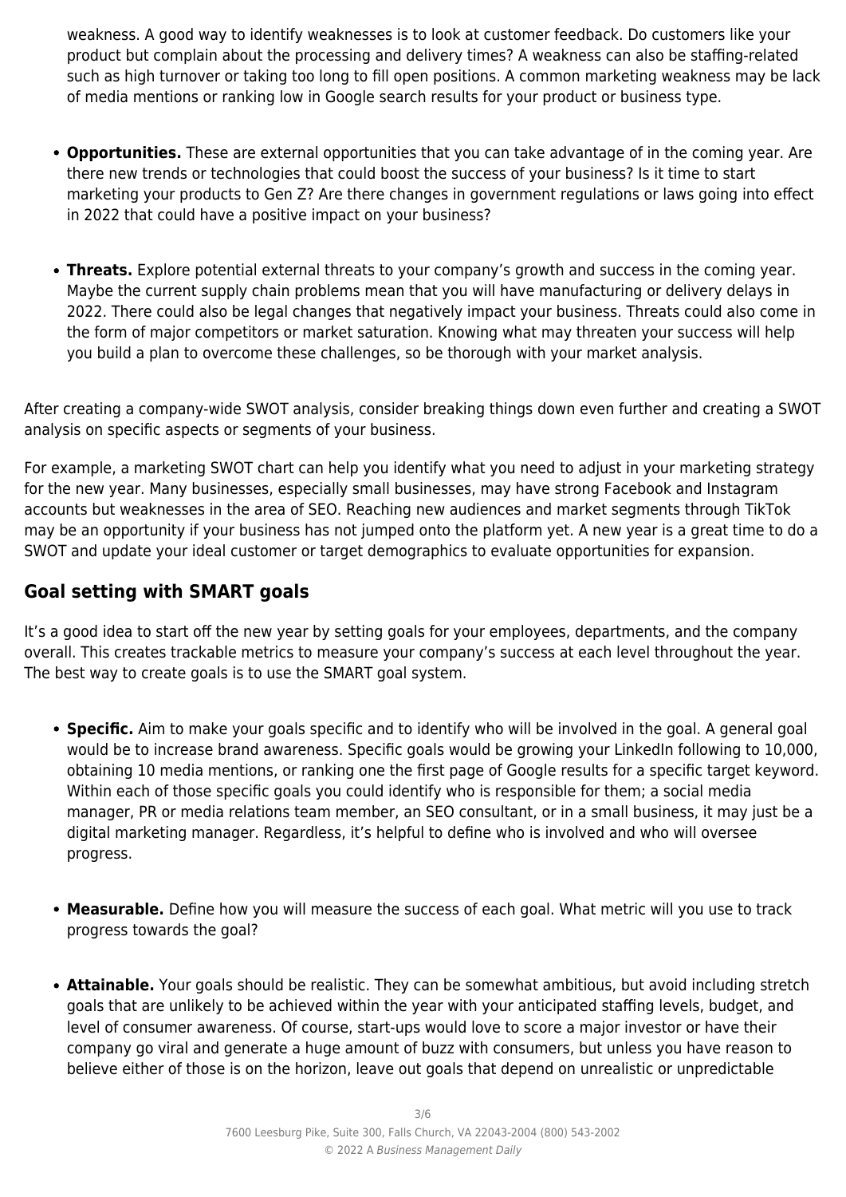weakness. A good way to identify weaknesses is to look at customer feedback. Do customers like your product but complain about the processing and delivery times? A weakness can also be staffing-related such as high turnover or taking too long to fill open positions. A common marketing weakness may be lack of media mentions or ranking low in Google search results for your product or business type.

- **Opportunities.** These are external opportunities that you can take advantage of in the coming year. Are there new trends or technologies that could boost the success of your business? Is it time to start marketing your products to Gen Z? Are there changes in government regulations or laws going into effect in 2022 that could have a positive impact on your business?

- **Threats.** Explore potential external threats to your company's growth and success in the coming year. Maybe the current supply chain problems mean that you will have manufacturing or delivery delays in 2022. There could also be legal changes that negatively impact your business. Threats could also come in the form of major competitors or market saturation. Knowing what may threaten your success will help you build a plan to overcome these challenges, so be thorough with your market analysis.

After creating a company-wide SWOT analysis, consider breaking things down even further and creating a SWOT analysis on specific aspects or segments of your business.

For example, a marketing SWOT chart can help you identify what you need to adjust in your marketing strategy for the new year. Many businesses, especially small businesses, may have strong Facebook and Instagram accounts but weaknesses in the area of SEO. Reaching new audiences and market segments through TikTok may be an opportunity if your business has not jumped onto the platform yet. A new year is a great time to do a SWOT and update your ideal customer or target demographics to evaluate opportunities for expansion.

## Goal setting with SMART goals

It's a good idea to start off the new year by setting goals for your employees, departments, and the company overall. This creates trackable metrics to measure your company's success at each level throughout the year. The best way to create goals is to use the SMART goal system.

- **Specific.** Aim to make your goals specific and to identify who will be involved in the goal. A general goal would be to increase brand awareness. Specific goals would be growing your LinkedIn following to 10,000, obtaining 10 media mentions, or ranking one the first page of Google results for a specific target keyword. Within each of those specific goals you could identify who is responsible for them; a social media manager, PR or media relations team member, an SEO consultant, or in a small business, it may just be a digital marketing manager. Regardless, it's helpful to define who is involved and who will oversee progress.

- **Measurable.** Define how you will measure the success of each goal. What metric will you use to track progress towards the goal?

- **Attainable.** Your goals should be realistic. They can be somewhat ambitious, but avoid including stretch goals that are unlikely to be achieved within the year with your anticipated staffing levels, budget, and level of consumer awareness. Of course, start-ups would love to score a major investor or have their company go viral and generate a huge amount of buzz with consumers, but unless you have reason to believe either of those is on the horizon, leave out goals that depend on unrealistic or unpredictable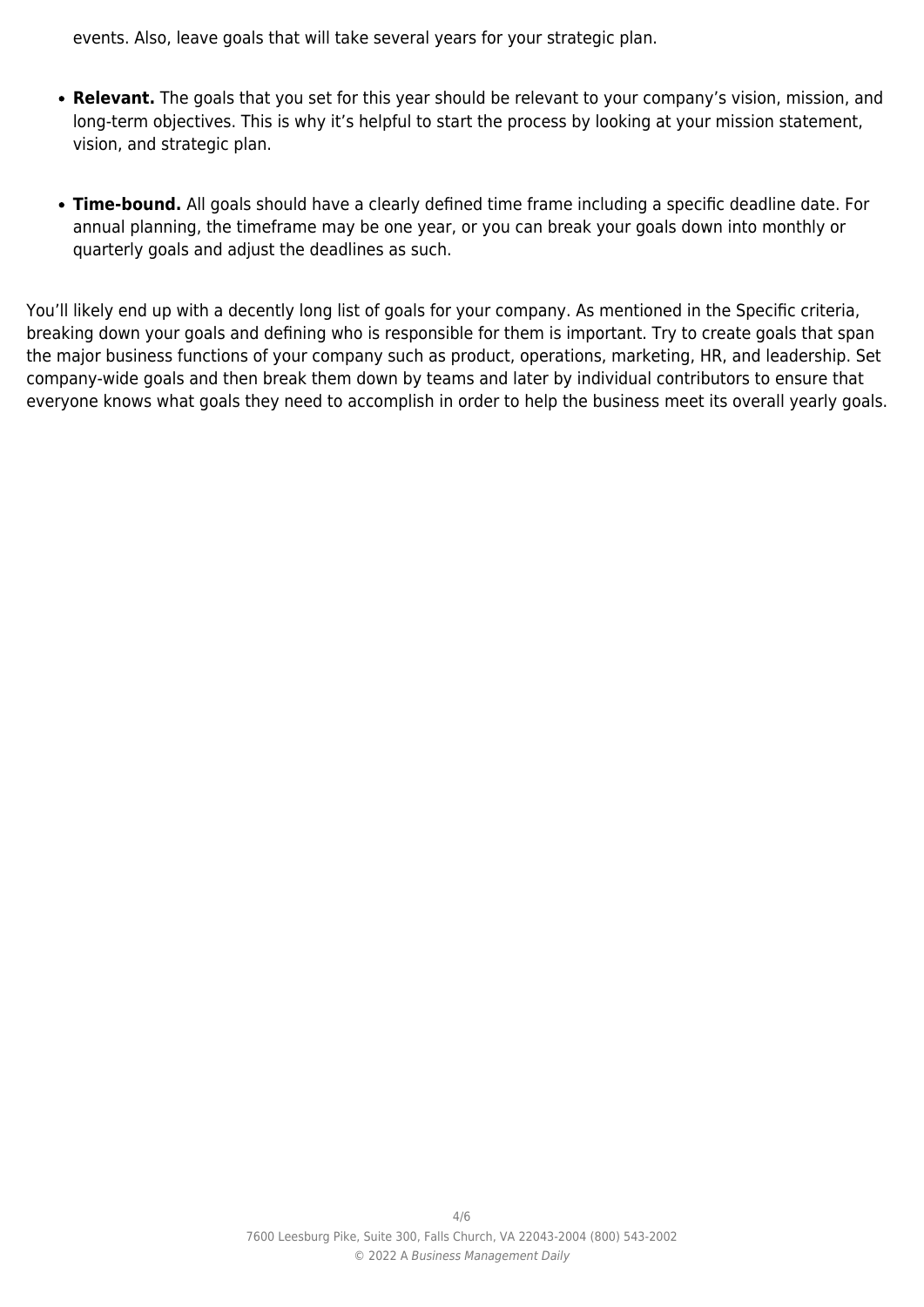events. Also, leave goals that will take several years for your strategic plan.

- **Relevant.** The goals that you set for this year should be relevant to your company's vision, mission, and long-term objectives. This is why it's helpful to start the process by looking at your mission statement, vision, and strategic plan.
- **Time-bound.** All goals should have a clearly defined time frame including a specific deadline date. For annual planning, the timeframe may be one year, or you can break your goals down into monthly or quarterly goals and adjust the deadlines as such.

You'll likely end up with a decently long list of goals for your company. As mentioned in the Specific criteria, breaking down your goals and defining who is responsible for them is important. Try to create goals that span the major business functions of your company such as product, operations, marketing, HR, and leadership. Set company-wide goals and then break them down by teams and later by individual contributors to ensure that everyone knows what goals they need to accomplish in order to help the business meet its overall yearly goals.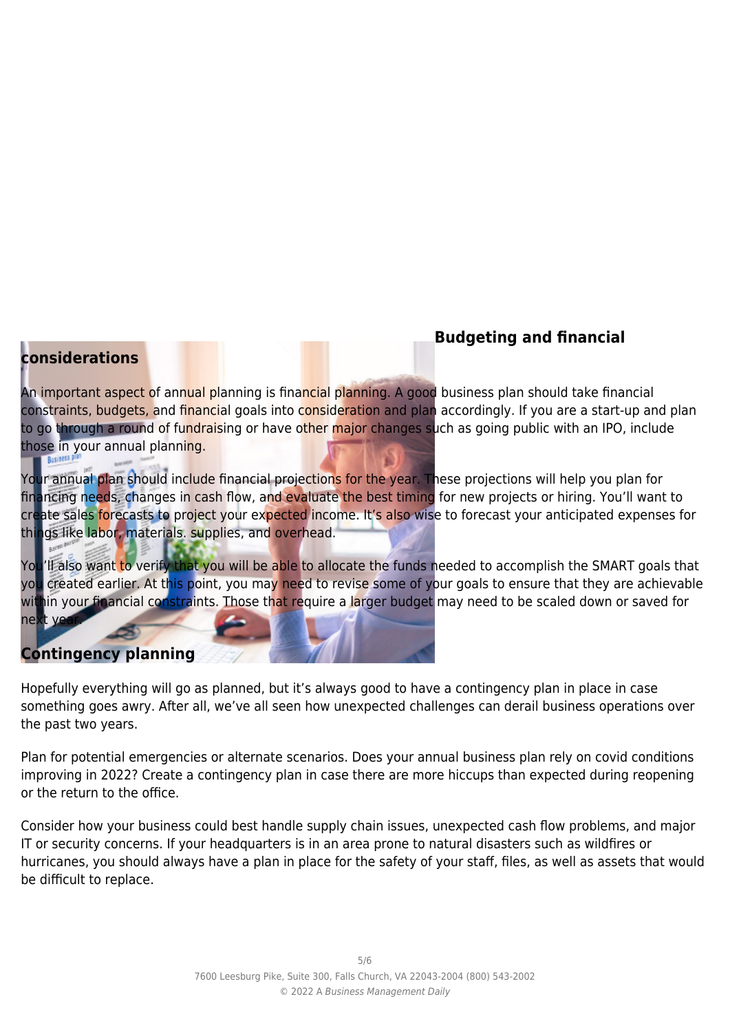## Budgeting and financial considerations

An important aspect of annual planning is financial planning. A good business plan should take financial constraints, budgets, and financial goals into consideration and plan accordingly. If you are a start-up and plan to go through a round of fundraising or have other major changes such as going public with an IPO, include those in your annual planning.

Your annual plan should include financial projections for the year. These projections will help you plan for financing needs, changes in cash flow, and evaluate the best timing for new projects or hiring. You'll want to create sales forecasts to project your expected income. It's also wise to forecast your anticipated expenses for things like labor, materials. supplies, and overhead.

You'll also want to verify that you will be able to allocate the funds needed to accomplish the SMART goals that you created earlier. At this point, you may need to revise some of your goals to ensure that they are achievable within your financial constraints. Those that require a larger budget may need to be scaled down or saved for next year.

## Contingency planning

Hopefully everything will go as planned, but it's always good to have a contingency plan in place in case something goes awry. After all, we've all seen how unexpected challenges can derail business operations over the past two years.

Plan for potential emergencies or alternate scenarios. Does your annual business plan rely on covid conditions improving in 2022? Create a contingency plan in case there are more hiccups than expected during reopening or the return to the office.

Consider how your business could best handle supply chain issues, unexpected cash flow problems, and major IT or security concerns. If your headquarters is in an area prone to natural disasters such as wildfires or hurricanes, you should always have a plan in place for the safety of your staff, files, as well as assets that would be difficult to replace.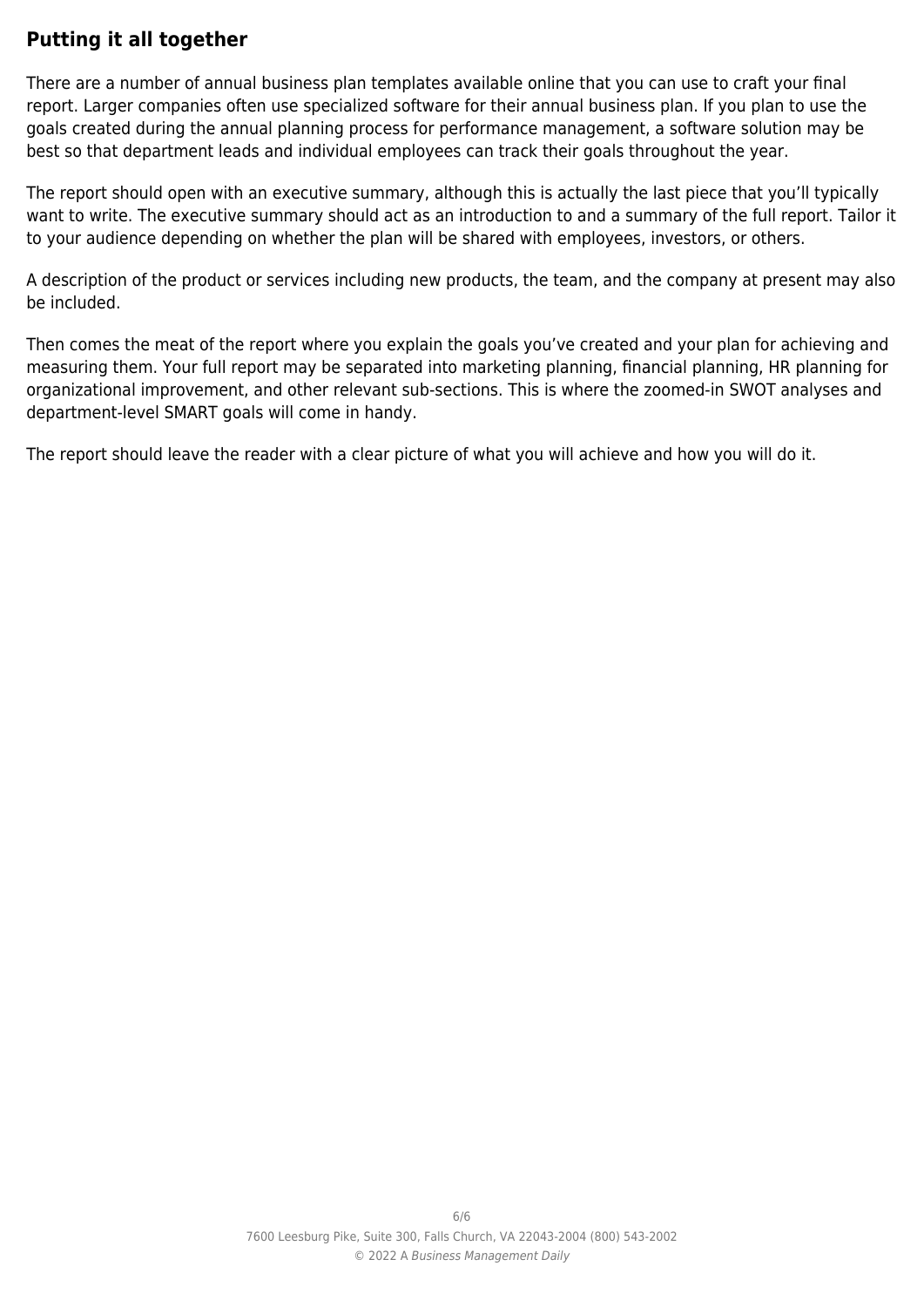## Putting it all together

There are a number of annual business plan templates available online that you can use to craft your final report. Larger companies often use specialized software for their annual business plan. If you plan to use the goals created during the annual planning process for performance management, a software solution may be best so that department leads and individual employees can track their goals throughout the year.

The report should open with an executive summary, although this is actually the last piece that you'll typically want to write. The executive summary should act as an introduction to and a summary of the full report. Tailor it to your audience depending on whether the plan will be shared with employees, investors, or others.

A description of the product or services including new products, the team, and the company at present may also be included.

Then comes the meat of the report where you explain the goals you've created and your plan for achieving and measuring them. Your full report may be separated into marketing planning, financial planning, HR planning for organizational improvement, and other relevant sub-sections. This is where the zoomed-in SWOT analyses and department-level SMART goals will come in handy.

The report should leave the reader with a clear picture of what you will achieve and how you will do it.